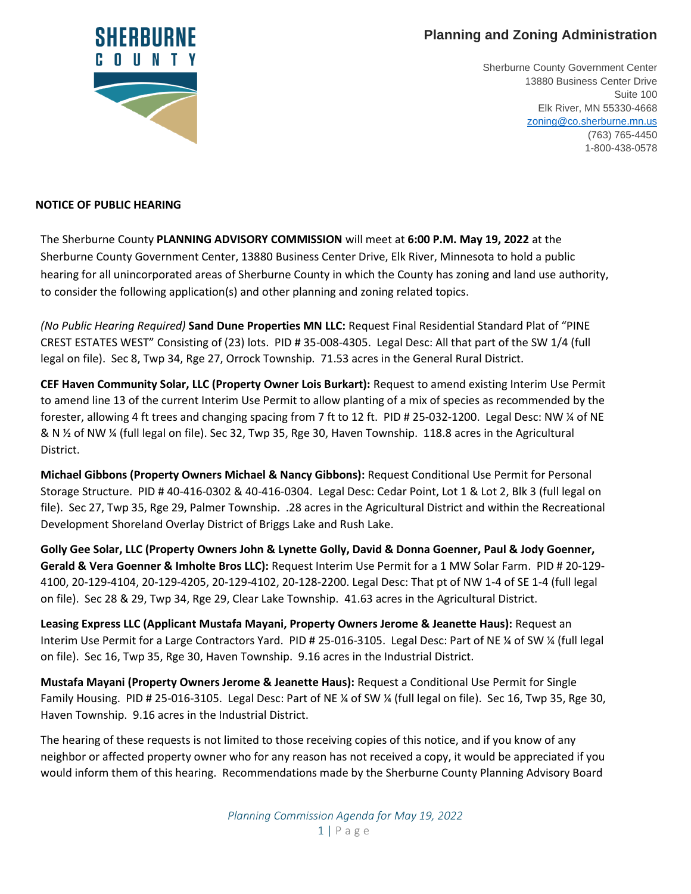# Planning and Zoning Administration

Sherburne County Government Center
13880 Business Center Drive
Suite 100
Elk River, MN 55330-4668
zoning@co.sherburne.mn.us
(763) 765-4450
1-800-438-0578

**NOTICE OF PUBLIC HEARING**

The Sherburne County **PLANNING ADVISORY COMMISSION** will meet at **6:00 P.M. May 19, 2022** at the Sherburne County Government Center, 13880 Business Center Drive, Elk River, Minnesota to hold a public hearing for all unincorporated areas of Sherburne County in which the County has zoning and land use authority, to consider the following application(s) and other planning and zoning related topics.

*(No Public Hearing Required)* **Sand Dune Properties MN LLC:** Request Final Residential Standard Plat of "PINE CREST ESTATES WEST" Consisting of (23) lots. PID # 35-008-4305. Legal Desc: All that part of the SW 1/4 (full legal on file). Sec 8, Twp 34, Rge 27, Orrock Township. 71.53 acres in the General Rural District.

**CEF Haven Community Solar, LLC (Property Owner Lois Burkart):** Request to amend existing Interim Use Permit to amend line 13 of the current Interim Use Permit to allow planting of a mix of species as recommended by the forester, allowing 4 ft trees and changing spacing from 7 ft to 12 ft. PID # 25-032-1200. Legal Desc: NW ¼ of NE & N ½ of NW ¼ (full legal on file). Sec 32, Twp 35, Rge 30, Haven Township. 118.8 acres in the Agricultural District.

**Michael Gibbons (Property Owners Michael & Nancy Gibbons):** Request Conditional Use Permit for Personal Storage Structure. PID # 40-416-0302 & 40-416-0304. Legal Desc: Cedar Point, Lot 1 & Lot 2, Blk 3 (full legal on file). Sec 27, Twp 35, Rge 29, Palmer Township. .28 acres in the Agricultural District and within the Recreational Development Shoreland Overlay District of Briggs Lake and Rush Lake.

**Golly Gee Solar, LLC (Property Owners John & Lynette Golly, David & Donna Goenner, Paul & Jody Goenner, Gerald & Vera Goenner & Imholte Bros LLC):** Request Interim Use Permit for a 1 MW Solar Farm. PID # 20-129-4100, 20-129-4104, 20-129-4205, 20-129-4102, 20-128-2200. Legal Desc: That pt of NW 1-4 of SE 1-4 (full legal on file). Sec 28 & 29, Twp 34, Rge 29, Clear Lake Township. 41.63 acres in the Agricultural District.

**Leasing Express LLC (Applicant Mustafa Mayani, Property Owners Jerome & Jeanette Haus):** Request an Interim Use Permit for a Large Contractors Yard. PID # 25-016-3105. Legal Desc: Part of NE ¼ of SW ¼ (full legal on file). Sec 16, Twp 35, Rge 30, Haven Township. 9.16 acres in the Industrial District.

**Mustafa Mayani (Property Owners Jerome & Jeanette Haus):** Request a Conditional Use Permit for Single Family Housing. PID # 25-016-3105. Legal Desc: Part of NE ¼ of SW ¼ (full legal on file). Sec 16, Twp 35, Rge 30, Haven Township. 9.16 acres in the Industrial District.

The hearing of these requests is not limited to those receiving copies of this notice, and if you know of any neighbor or affected property owner who for any reason has not received a copy, it would be appreciated if you would inform them of this hearing. Recommendations made by the Sherburne County Planning Advisory Board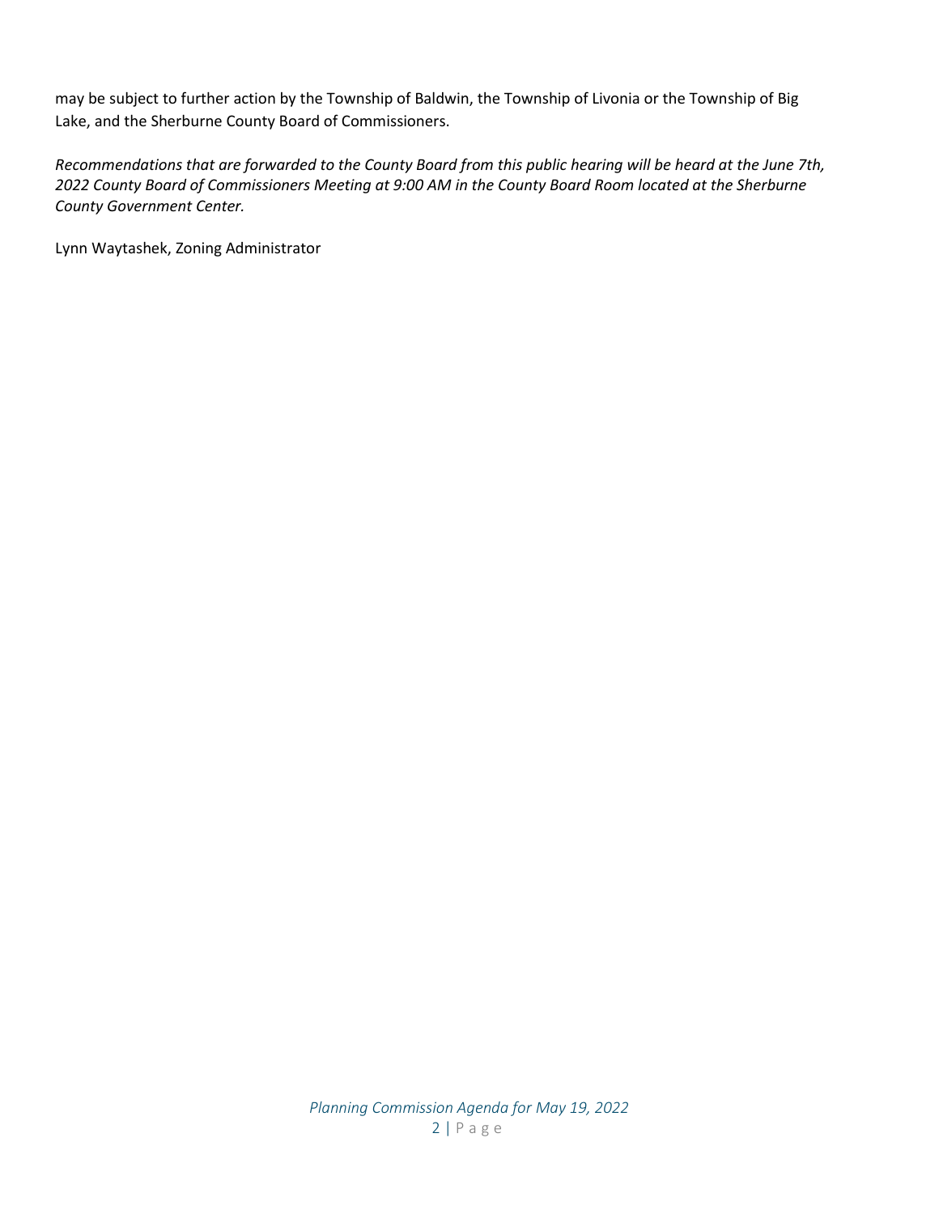may be subject to further action by the Township of Baldwin, the Township of Livonia or the Township of Big Lake, and the Sherburne County Board of Commissioners.

*Recommendations that are forwarded to the County Board from this public hearing will be heard at the June 7th, 2022 County Board of Commissioners Meeting at 9:00 AM in the County Board Room located at the Sherburne County Government Center.*

Lynn Waytashek, Zoning Administrator